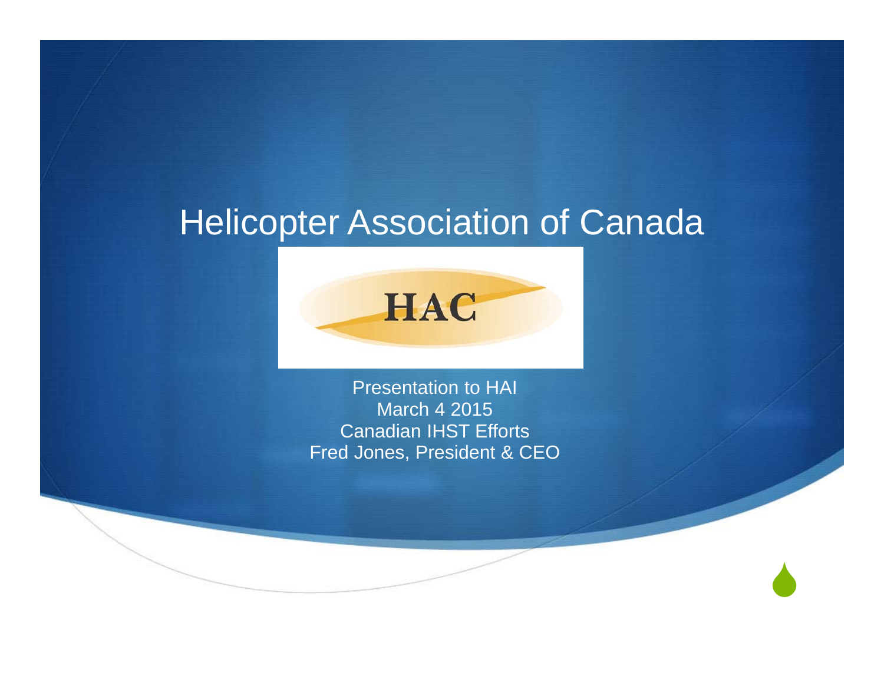# Helicopter Association of Canada

HAC

Presentation to HAI
March 4 2015
Canadian IHST Efforts
Fred Jones, President & CEO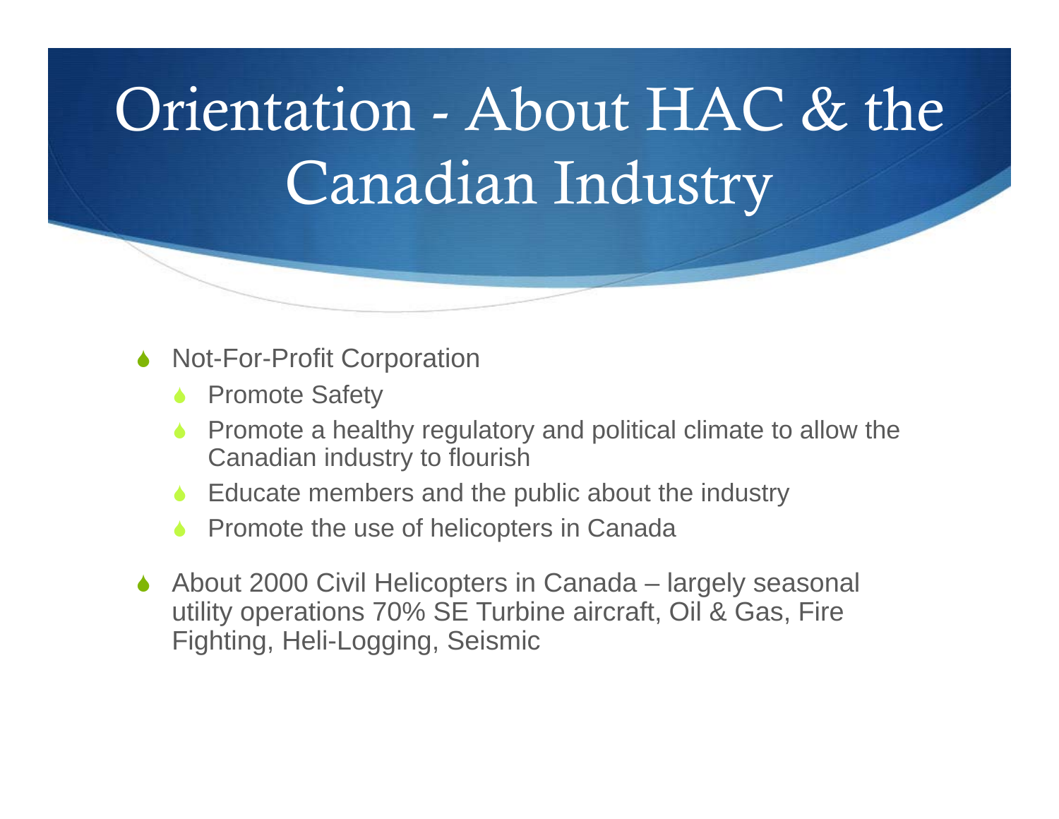# Orientation - About HAC & the Canadian Industry

- Not-For-Profit Corporation
  - Promote Safety
  - Promote a healthy regulatory and political climate to allow the Canadian industry to flourish
  - Educate members and the public about the industry
  - Promote the use of helicopters in Canada
- About 2000 Civil Helicopters in Canada – largely seasonal utility operations 70% SE Turbine aircraft, Oil & Gas, Fire Fighting, Heli-Logging, Seismic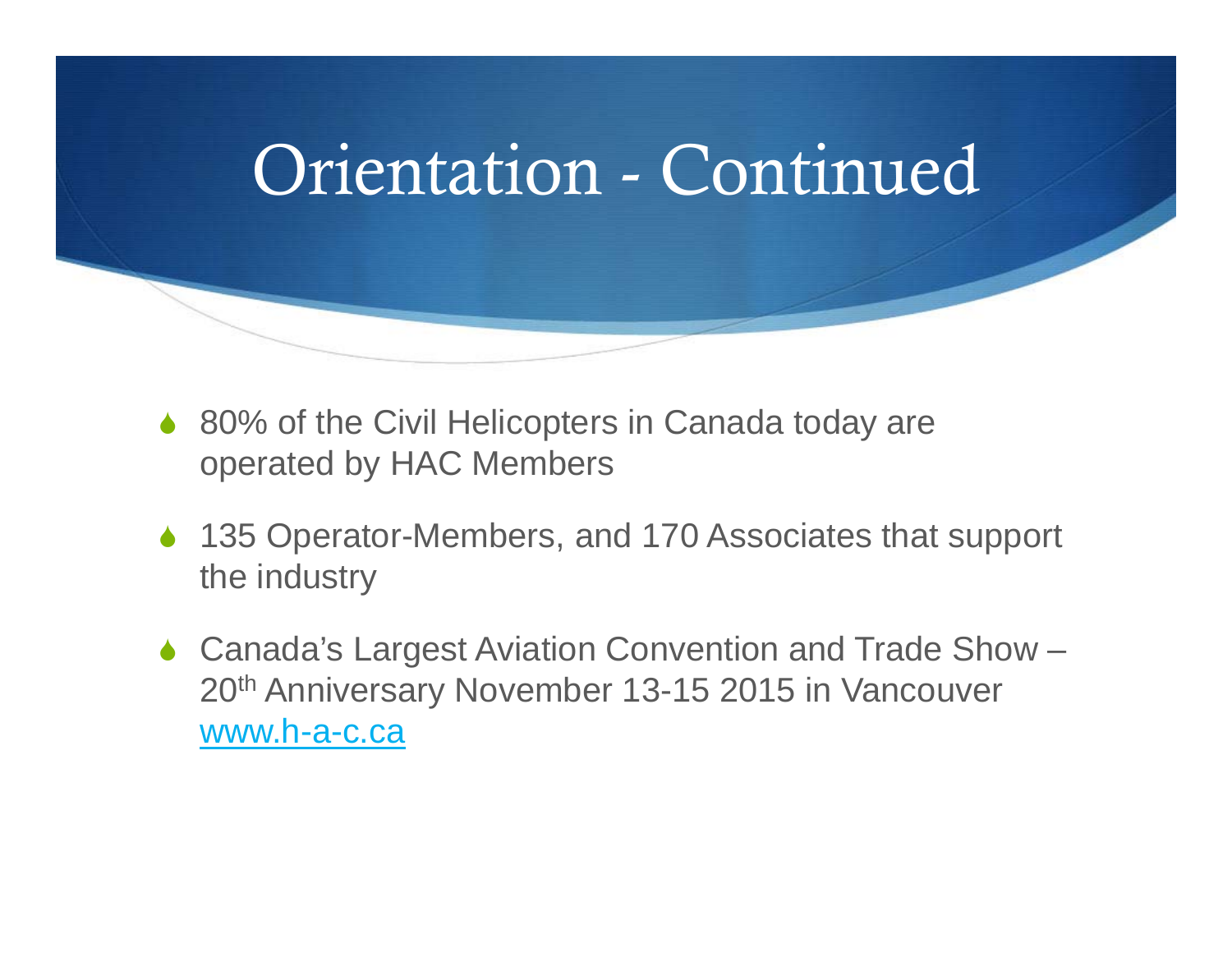# Orientation - Continued

- 80% of the Civil Helicopters in Canada today are operated by HAC Members
- 135 Operator-Members, and 170 Associates that support the industry
- Canada's Largest Aviation Convention and Trade Show – 20th Anniversary November 13-15 2015 in Vancouver [www.h-a-c.ca](http://www.h-a-c.ca)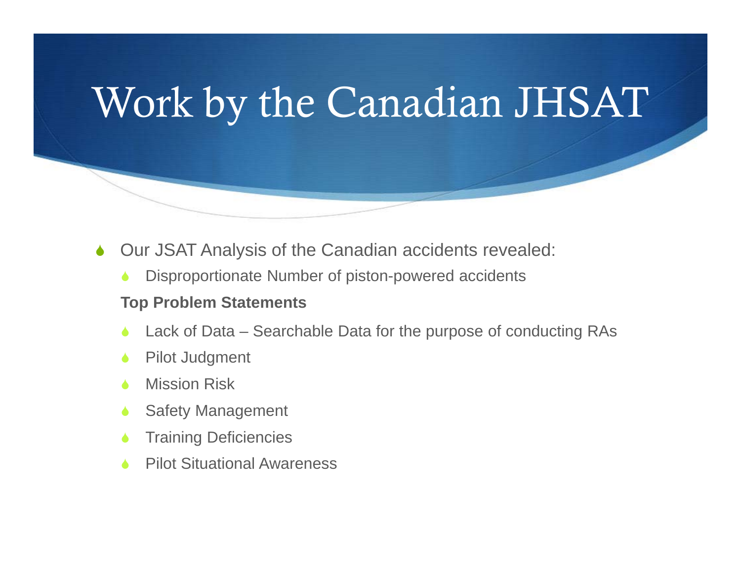# Work by the Canadian JHSAT

- Our JSAT Analysis of the Canadian accidents revealed:
  - Disproportionate Number of piston-powered accidents

  **Top Problem Statements**

  - Lack of Data – Searchable Data for the purpose of conducting RAs
  - Pilot Judgment
  - Mission Risk
  - Safety Management
  - Training Deficiencies
  - Pilot Situational Awareness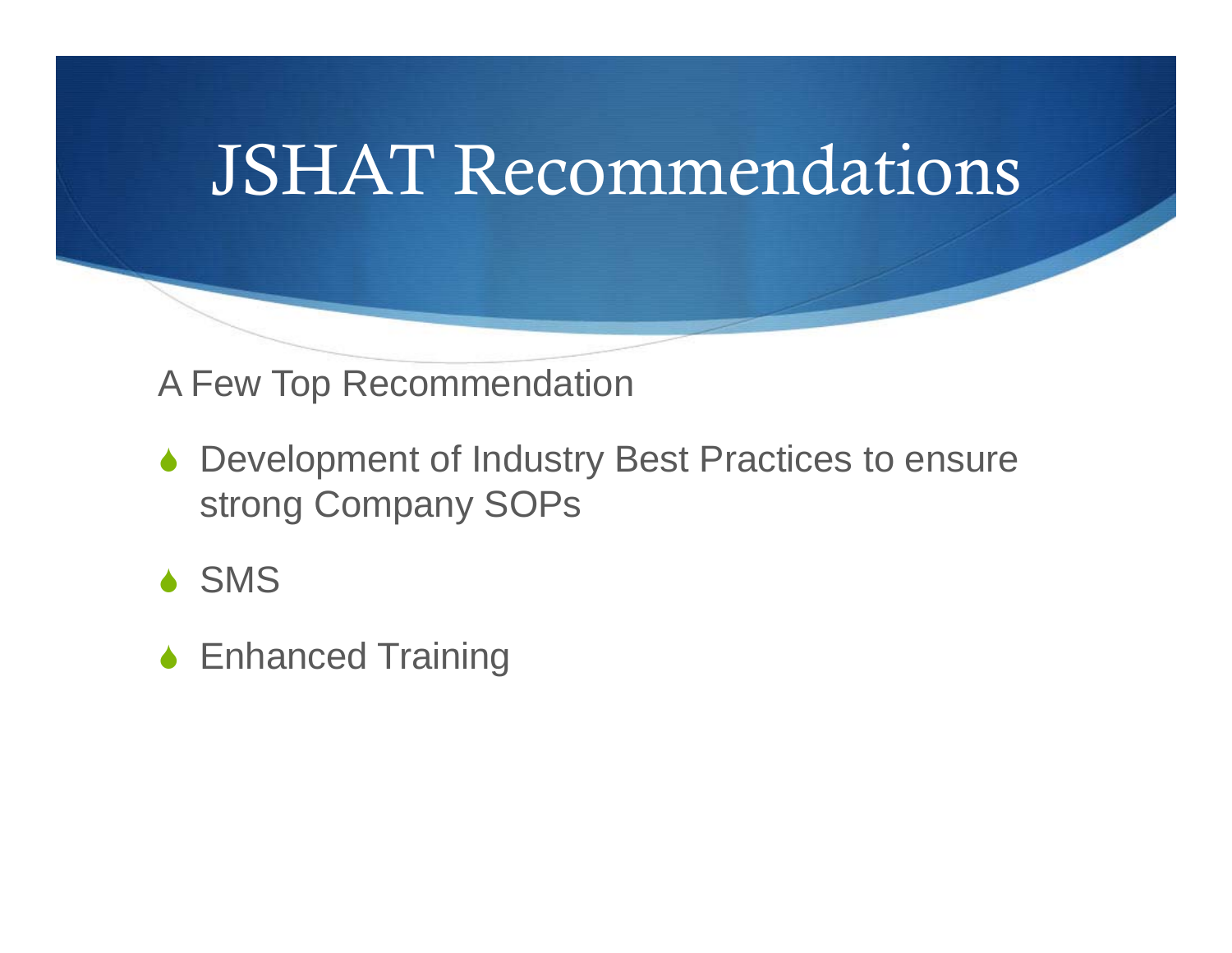# JSHAT Recommendations

A Few Top Recommendation

- Development of Industry Best Practices to ensure strong Company SOPs
- SMS
- Enhanced Training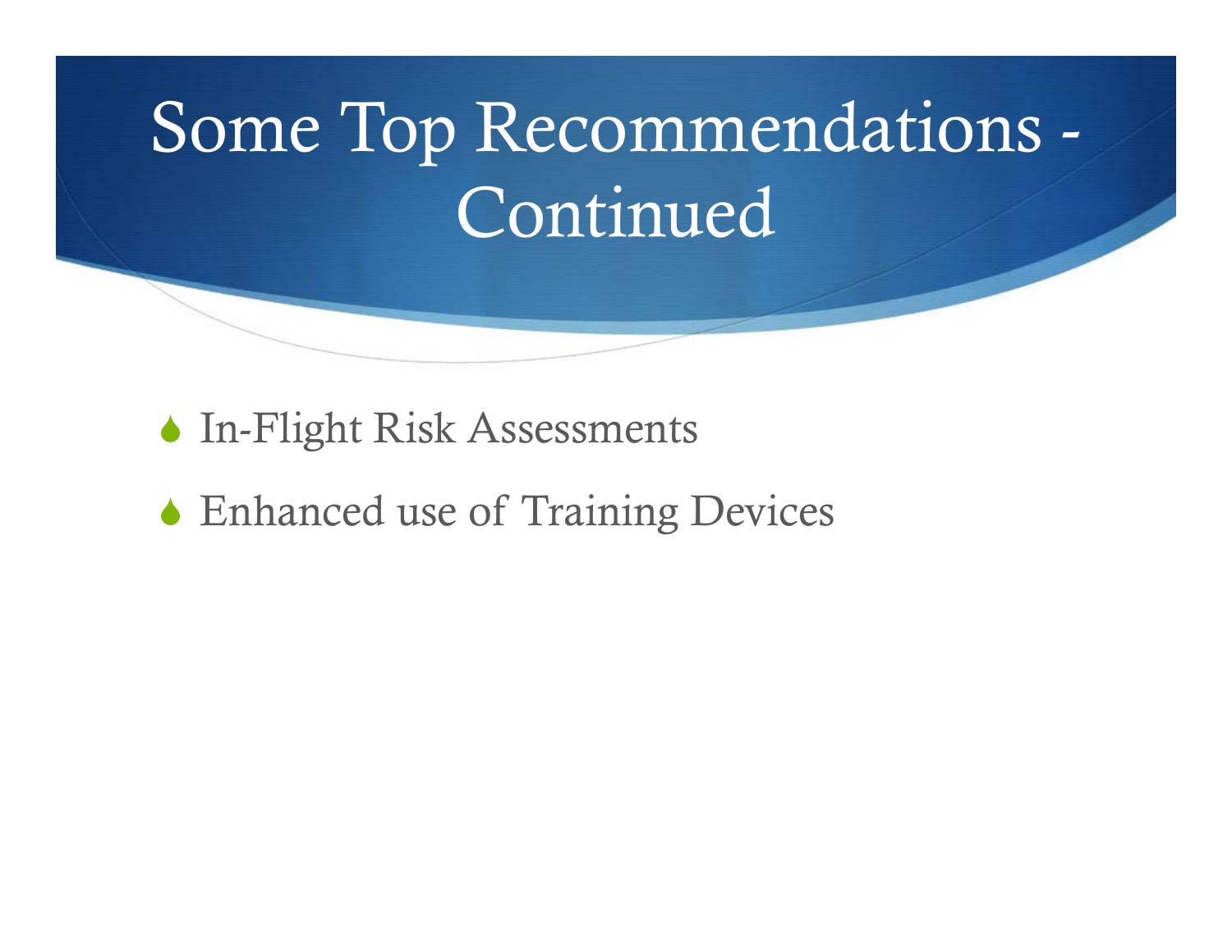# Some Top Recommendations - Continued

- In-Flight Risk Assessments
- Enhanced use of Training Devices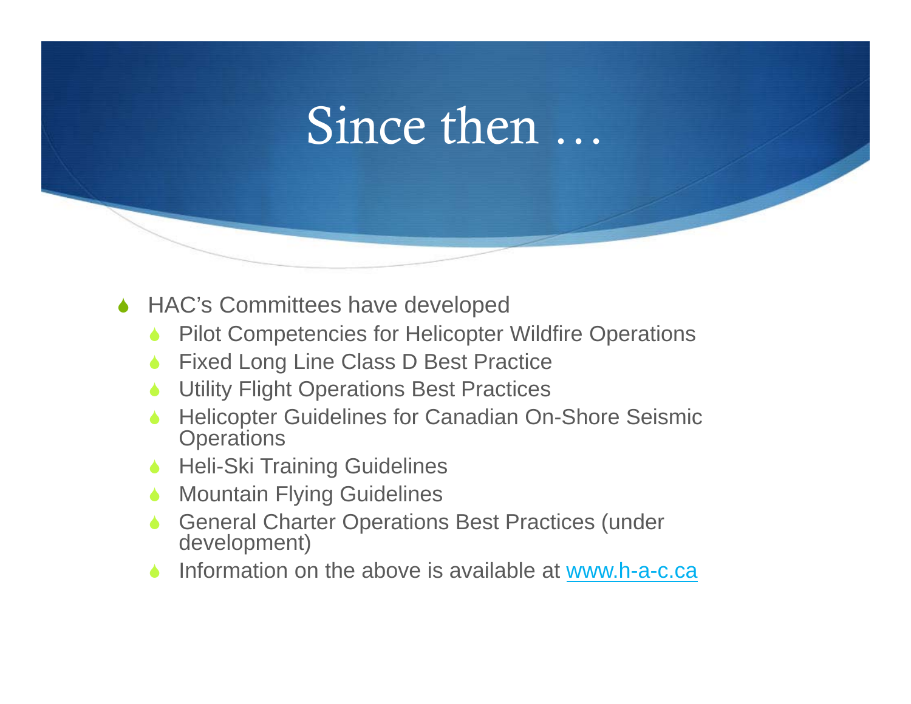# Since then …

- HAC's Committees have developed
  - Pilot Competencies for Helicopter Wildfire Operations
  - Fixed Long Line Class D Best Practice
  - Utility Flight Operations Best Practices
  - Helicopter Guidelines for Canadian On-Shore Seismic Operations
  - Heli-Ski Training Guidelines
  - Mountain Flying Guidelines
  - General Charter Operations Best Practices (under development)
  - Information on the above is available at www.h-a-c.ca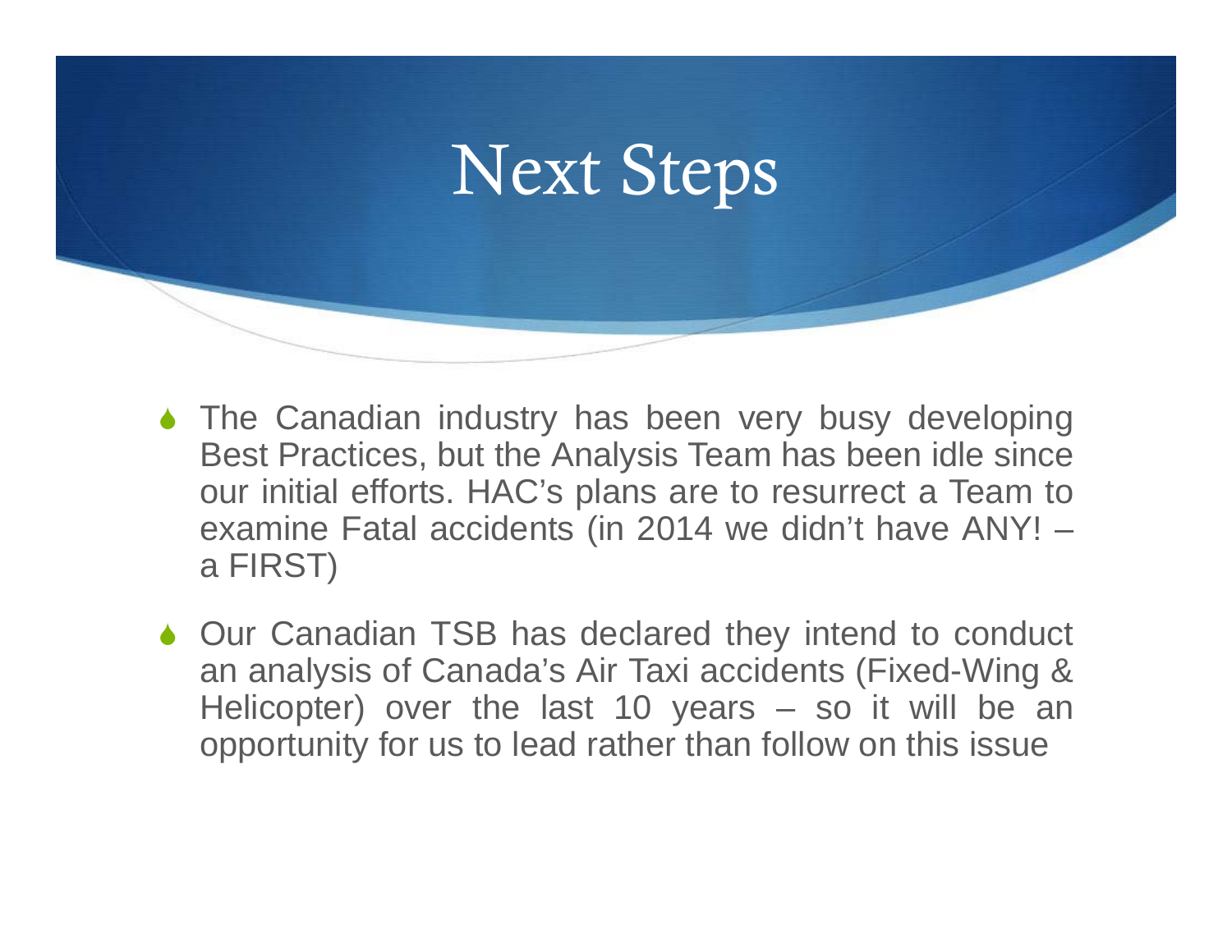# Next Steps

- The Canadian industry has been very busy developing Best Practices, but the Analysis Team has been idle since our initial efforts. HAC's plans are to resurrect a Team to examine Fatal accidents (in 2014 we didn't have ANY! – a FIRST)

- Our Canadian TSB has declared they intend to conduct an analysis of Canada's Air Taxi accidents (Fixed-Wing & Helicopter) over the last 10 years – so it will be an opportunity for us to lead rather than follow on this issue